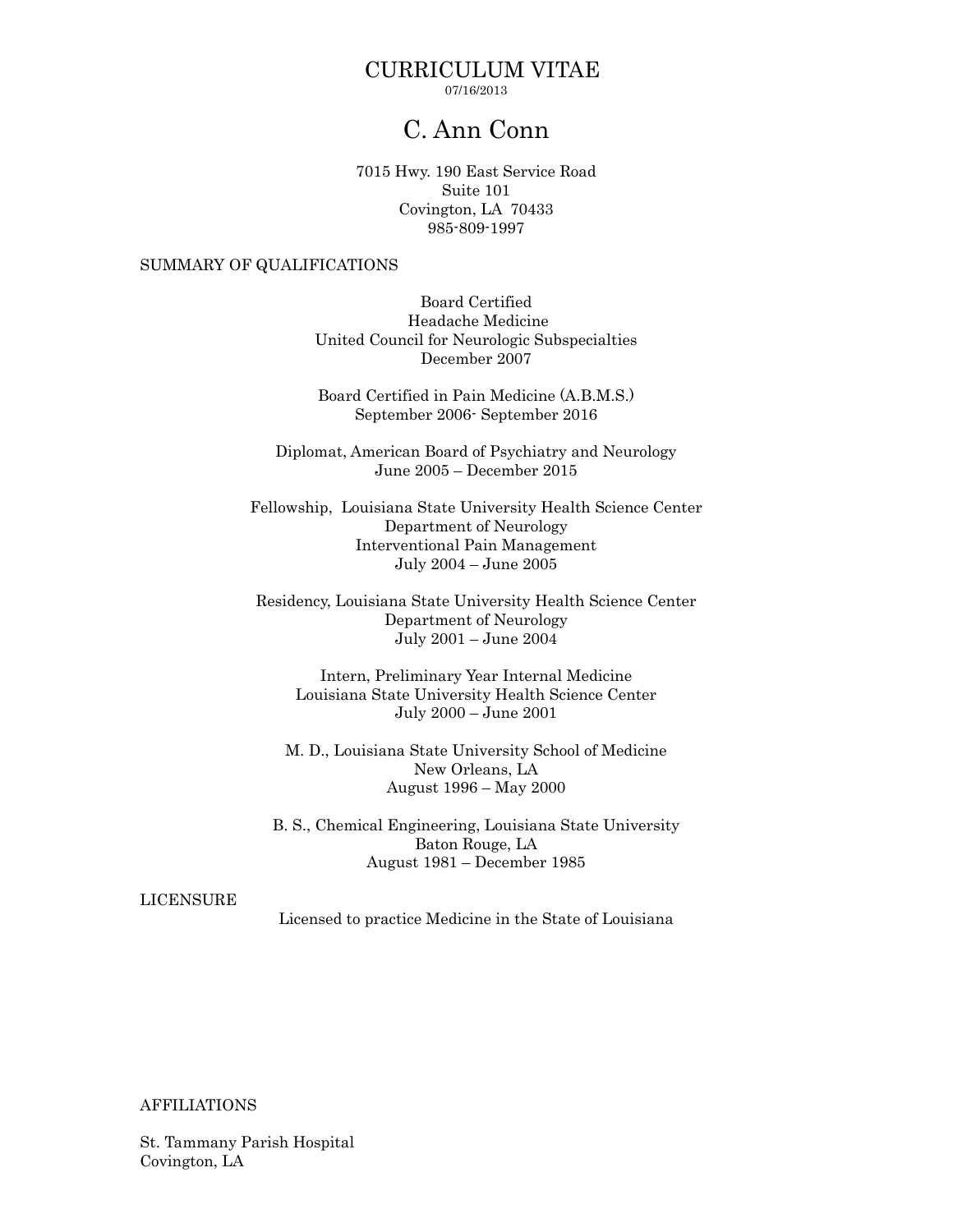# CURRICULUM VITAE

07/16/2013

## C. Ann Conn

7015 Hwy. 190 East Service Road
Suite 101
Covington, LA 70433
985-809-1997

### SUMMARY OF QUALIFICATIONS

Board Certified
Headache Medicine
United Council for Neurologic Subspecialties
December 2007

Board Certified in Pain Medicine (A.B.M.S.)
September 2006- September 2016

Diplomat, American Board of Psychiatry and Neurology
June 2005 – December 2015

Fellowship, Louisiana State University Health Science Center
Department of Neurology
Interventional Pain Management
July 2004 – June 2005

Residency, Louisiana State University Health Science Center
Department of Neurology
July 2001 – June 2004

Intern, Preliminary Year Internal Medicine
Louisiana State University Health Science Center
July 2000 – June 2001

M. D., Louisiana State University School of Medicine
New Orleans, LA
August 1996 – May 2000

B. S., Chemical Engineering, Louisiana State University
Baton Rouge, LA
August 1981 – December 1985

### LICENSURE

Licensed to practice Medicine in the State of Louisiana

### AFFILIATIONS

St. Tammany Parish Hospital
Covington, LA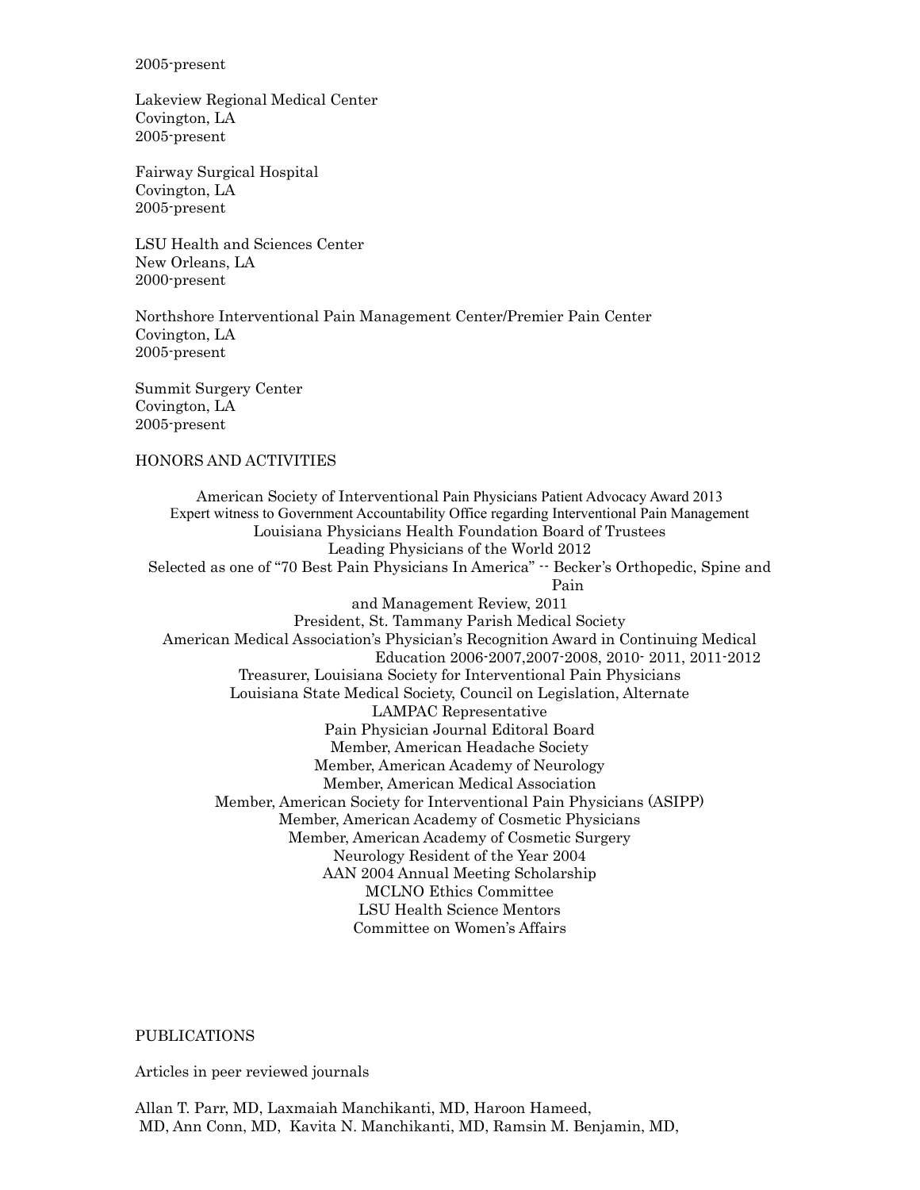2005-present

Lakeview Regional Medical Center
Covington, LA
2005-present

Fairway Surgical Hospital
Covington, LA
2005-present

LSU Health and Sciences Center
New Orleans, LA
2000-present

Northshore Interventional Pain Management Center/Premier Pain Center
Covington, LA
2005-present

Summit Surgery Center
Covington, LA
2005-present

## HONORS AND ACTIVITIES

American Society of Interventional Pain Physicians Patient Advocacy Award 2013
Expert witness to Government Accountability Office regarding Interventional Pain Management
Louisiana Physicians Health Foundation Board of Trustees
Leading Physicians of the World 2012
Selected as one of "70 Best Pain Physicians In America" -- Becker's Orthopedic, Spine and Pain and Management Review, 2011
President, St. Tammany Parish Medical Society
American Medical Association's Physician's Recognition Award in Continuing Medical Education 2006-2007,2007-2008, 2010- 2011, 2011-2012
Treasurer, Louisiana Society for Interventional Pain Physicians
Louisiana State Medical Society, Council on Legislation, Alternate
LAMPAC Representative
Pain Physician Journal Editoral Board
Member, American Headache Society
Member, American Academy of Neurology
Member, American Medical Association
Member, American Society for Interventional Pain Physicians (ASIPP)
Member, American Academy of Cosmetic Physicians
Member, American Academy of Cosmetic Surgery
Neurology Resident of the Year 2004
AAN 2004 Annual Meeting Scholarship
MCLNO Ethics Committee
LSU Health Science Mentors
Committee on Women's Affairs

## PUBLICATIONS

Articles in peer reviewed journals

Allan T. Parr, MD, Laxmaiah Manchikanti, MD, Haroon Hameed, MD, Ann Conn, MD, Kavita N. Manchikanti, MD, Ramsin M. Benjamin, MD,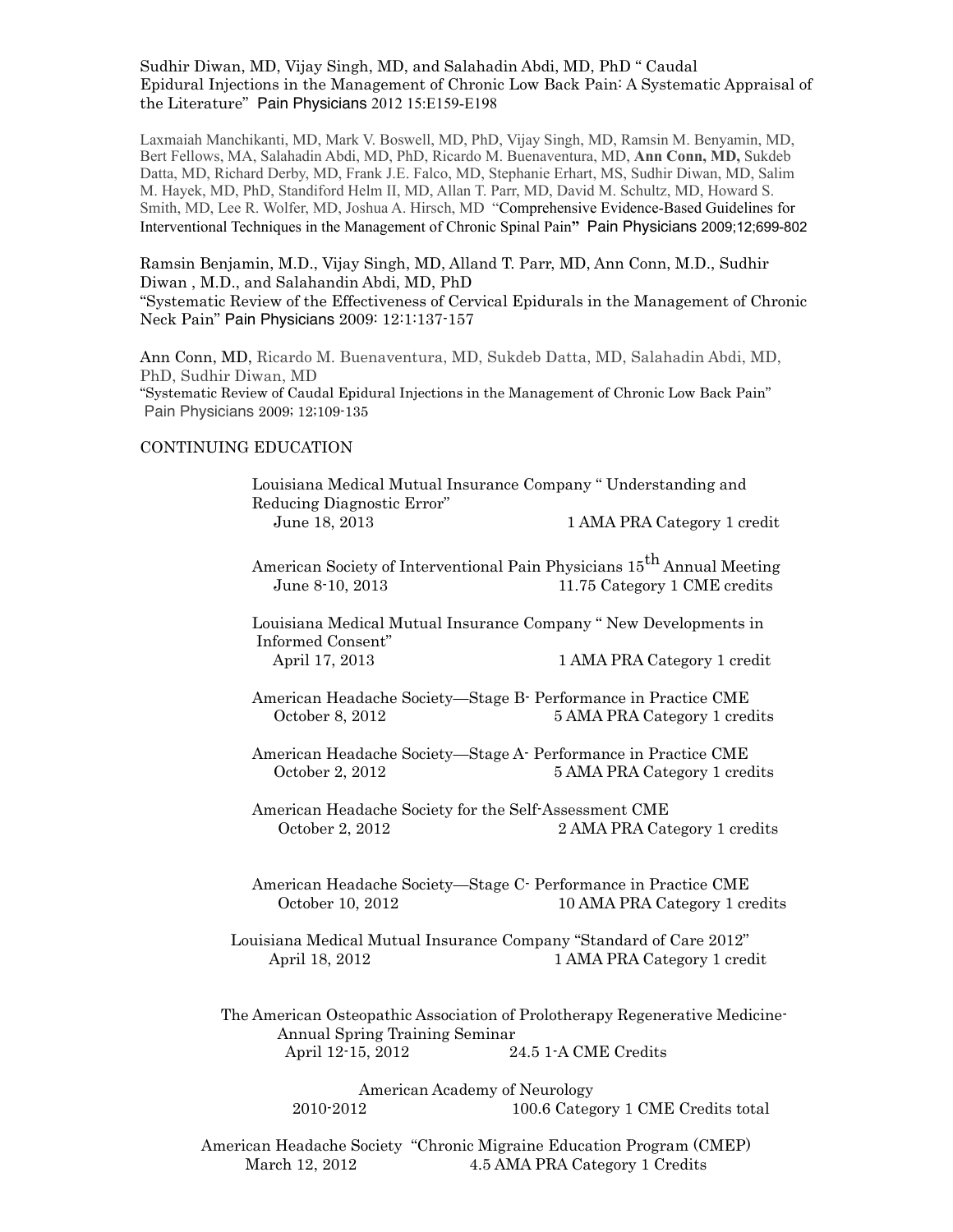Sudhir Diwan, MD, Vijay Singh, MD, and Salahadin Abdi, MD, PhD " Caudal Epidural Injections in the Management of Chronic Low Back Pain: A Systematic Appraisal of the Literature" Pain Physicians 2012 15:E159-E198

Laxmaiah Manchikanti, MD, Mark V. Boswell, MD, PhD, Vijay Singh, MD, Ramsin M. Benyamin, MD, Bert Fellows, MA, Salahadin Abdi, MD, PhD, Ricardo M. Buenaventura, MD, **Ann Conn, MD,** Sukdeb Datta, MD, Richard Derby, MD, Frank J.E. Falco, MD, Stephanie Erhart, MS, Sudhir Diwan, MD, Salim M. Hayek, MD, PhD, Standiford Helm II, MD, Allan T. Parr, MD, David M. Schultz, MD, Howard S. Smith, MD, Lee R. Wolfer, MD, Joshua A. Hirsch, MD "Comprehensive Evidence-Based Guidelines for Interventional Techniques in the Management of Chronic Spinal Pain" Pain Physicians 2009;12;699-802

Ramsin Benjamin, M.D., Vijay Singh, MD, Alland T. Parr, MD, Ann Conn, M.D., Sudhir Diwan , M.D., and Salahandin Abdi, MD, PhD
"Systematic Review of the Effectiveness of Cervical Epidurals in the Management of Chronic Neck Pain" Pain Physicians 2009: 12:1:137-157

Ann Conn, MD, Ricardo M. Buenaventura, MD, Sukdeb Datta, MD, Salahadin Abdi, MD, PhD, Sudhir Diwan, MD
"Systematic Review of Caudal Epidural Injections in the Management of Chronic Low Back Pain" Pain Physicians 2009; 12;109-135

## CONTINUING EDUCATION

Louisiana Medical Mutual Insurance Company " Understanding and Reducing Diagnostic Error"
June 18, 2013 — 1 AMA PRA Category 1 credit

American Society of Interventional Pain Physicians 15th Annual Meeting
June 8-10, 2013 — 11.75 Category 1 CME credits

Louisiana Medical Mutual Insurance Company " New Developments in Informed Consent"
April 17, 2013 — 1 AMA PRA Category 1 credit

American Headache Society—Stage B- Performance in Practice CME
October 8, 2012 — 5 AMA PRA Category 1 credits

American Headache Society—Stage A- Performance in Practice CME
October 2, 2012 — 5 AMA PRA Category 1 credits

American Headache Society for the Self-Assessment CME
October 2, 2012 — 2 AMA PRA Category 1 credits

American Headache Society—Stage C- Performance in Practice CME
October 10, 2012 — 10 AMA PRA Category 1 credits

Louisiana Medical Mutual Insurance Company "Standard of Care 2012"
April 18, 2012 — 1 AMA PRA Category 1 credit

The American Osteopathic Association of Prolotherapy Regenerative Medicine-Annual Spring Training Seminar
April 12-15, 2012 — 24.5 1-A CME Credits

American Academy of Neurology
2010-2012 — 100.6 Category 1 CME Credits total

American Headache Society "Chronic Migraine Education Program (CMEP)
March 12, 2012 — 4.5 AMA PRA Category 1 Credits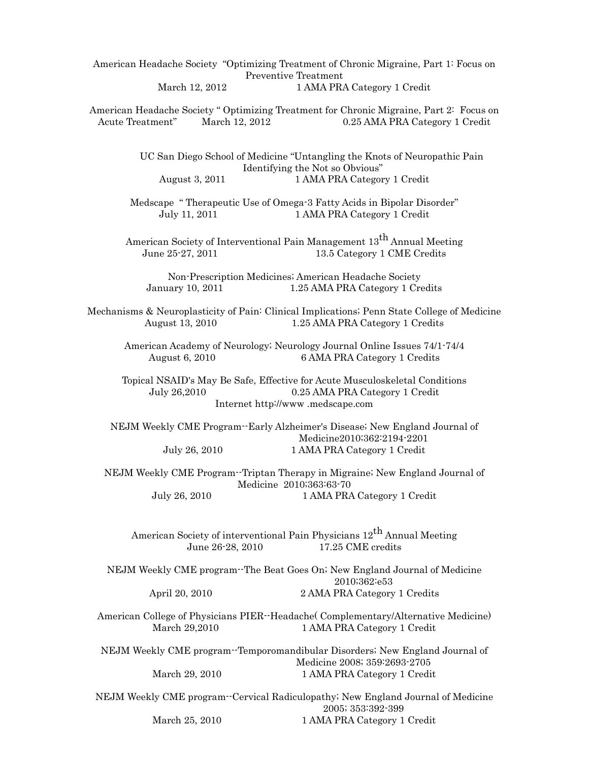American Headache Society "Optimizing Treatment of Chronic Migraine, Part 1: Focus on Preventive Treatment
March 12, 2012 1 AMA PRA Category 1 Credit

American Headache Society " Optimizing Treatment for Chronic Migraine, Part 2: Focus on Acute Treatment" March 12, 2012 0.25 AMA PRA Category 1 Credit

UC San Diego School of Medicine "Untangling the Knots of Neuropathic Pain Identifying the Not so Obvious"
August 3, 2011 1 AMA PRA Category 1 Credit

Medscape " Therapeutic Use of Omega-3 Fatty Acids in Bipolar Disorder"
July 11, 2011 1 AMA PRA Category 1 Credit

American Society of Interventional Pain Management 13$^{th}$ Annual Meeting
June 25-27, 2011 13.5 Category 1 CME Credits

Non-Prescription Medicines; American Headache Society
January 10, 2011 1.25 AMA PRA Category 1 Credits

Mechanisms & Neuroplasticity of Pain: Clinical Implications; Penn State College of Medicine
August 13, 2010 1.25 AMA PRA Category 1 Credits

American Academy of Neurology; Neurology Journal Online Issues 74/1-74/4
August 6, 2010 6 AMA PRA Category 1 Credits

Topical NSAID's May Be Safe, Effective for Acute Musculoskeletal Conditions
July 26,2010 0.25 AMA PRA Category 1 Credit
Internet http://www .medscape.com

NEJM Weekly CME Program--Early Alzheimer's Disease; New England Journal of Medicine2010;362:2194-2201
July 26, 2010 1 AMA PRA Category 1 Credit

NEJM Weekly CME Program--Triptan Therapy in Migraine; New England Journal of Medicine 2010;363:63-70
July 26, 2010 1 AMA PRA Category 1 Credit

American Society of interventional Pain Physicians 12$^{th}$ Annual Meeting
June 26-28, 2010 17.25 CME credits

NEJM Weekly CME program--The Beat Goes On; New England Journal of Medicine 2010;362:e53
April 20, 2010 2 AMA PRA Category 1 Credits

American College of Physicians PIER--Headache( Complementary/Alternative Medicine)
March 29,2010 1 AMA PRA Category 1 Credit

NEJM Weekly CME program--Temporomandibular Disorders; New England Journal of Medicine 2008; 359:2693-2705
March 29, 2010 1 AMA PRA Category 1 Credit

NEJM Weekly CME program--Cervical Radiculopathy; New England Journal of Medicine 2005; 353:392-399
March 25, 2010 1 AMA PRA Category 1 Credit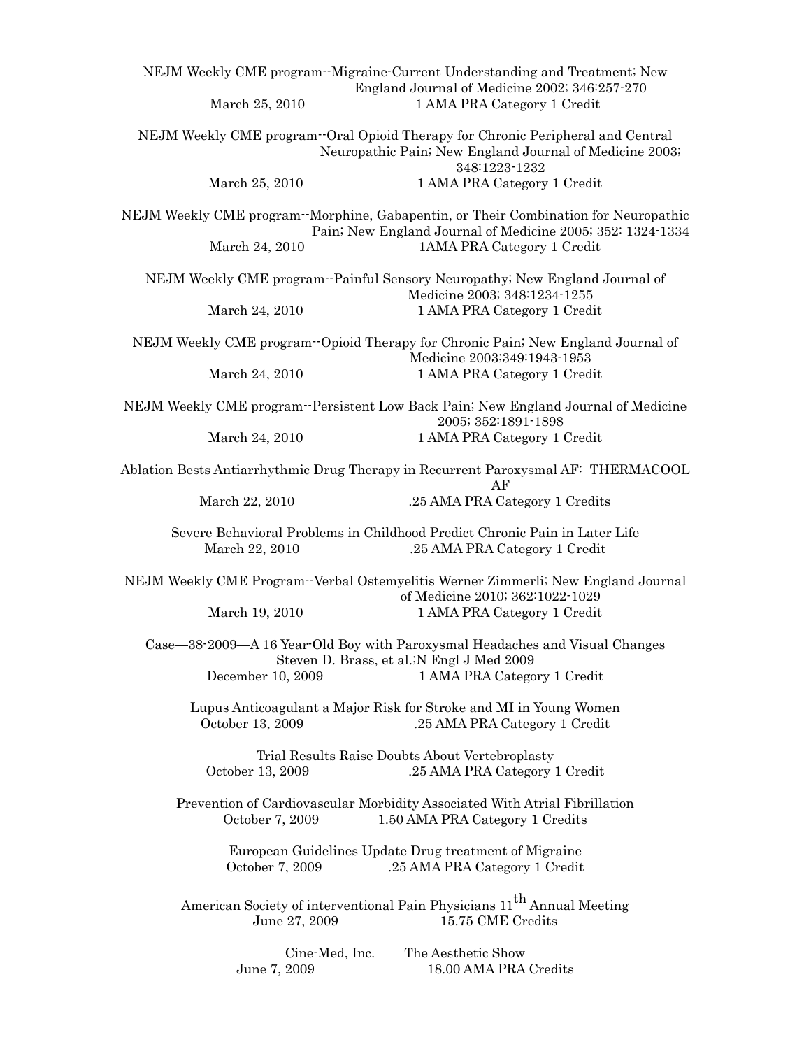NEJM Weekly CME program--Migraine-Current Understanding and Treatment; New England Journal of Medicine 2002; 346:257-270
March 25, 2010 1 AMA PRA Category 1 Credit

NEJM Weekly CME program--Oral Opioid Therapy for Chronic Peripheral and Central Neuropathic Pain; New England Journal of Medicine 2003; 348:1223-1232
March 25, 2010 1 AMA PRA Category 1 Credit

NEJM Weekly CME program--Morphine, Gabapentin, or Their Combination for Neuropathic Pain; New England Journal of Medicine 2005; 352: 1324-1334
March 24, 2010 1AMA PRA Category 1 Credit

NEJM Weekly CME program--Painful Sensory Neuropathy; New England Journal of Medicine 2003; 348:1234-1255
March 24, 2010 1 AMA PRA Category 1 Credit

NEJM Weekly CME program--Opioid Therapy for Chronic Pain; New England Journal of Medicine 2003;349:1943-1953
March 24, 2010 1 AMA PRA Category 1 Credit

NEJM Weekly CME program--Persistent Low Back Pain; New England Journal of Medicine 2005; 352:1891-1898
March 24, 2010 1 AMA PRA Category 1 Credit

Ablation Bests Antiarrhythmic Drug Therapy in Recurrent Paroxysmal AF: THERMACOOL AF
March 22, 2010 .25 AMA PRA Category 1 Credits

Severe Behavioral Problems in Childhood Predict Chronic Pain in Later Life
March 22, 2010 .25 AMA PRA Category 1 Credit

NEJM Weekly CME Program--Verbal Ostemyelitis Werner Zimmerli; New England Journal of Medicine 2010; 362:1022-1029
March 19, 2010 1 AMA PRA Category 1 Credit

Case—38-2009—A 16 Year-Old Boy with Paroxysmal Headaches and Visual Changes Steven D. Brass, et al.;N Engl J Med 2009
December 10, 2009 1 AMA PRA Category 1 Credit

Lupus Anticoagulant a Major Risk for Stroke and MI in Young Women
October 13, 2009 .25 AMA PRA Category 1 Credit

Trial Results Raise Doubts About Vertebroplasty
October 13, 2009 .25 AMA PRA Category 1 Credit

Prevention of Cardiovascular Morbidity Associated With Atrial Fibrillation
October 7, 2009 1.50 AMA PRA Category 1 Credits

European Guidelines Update Drug treatment of Migraine
October 7, 2009 .25 AMA PRA Category 1 Credit

American Society of interventional Pain Physicians 11th Annual Meeting
June 27, 2009 15.75 CME Credits

Cine-Med, Inc. The Aesthetic Show
June 7, 2009 18.00 AMA PRA Credits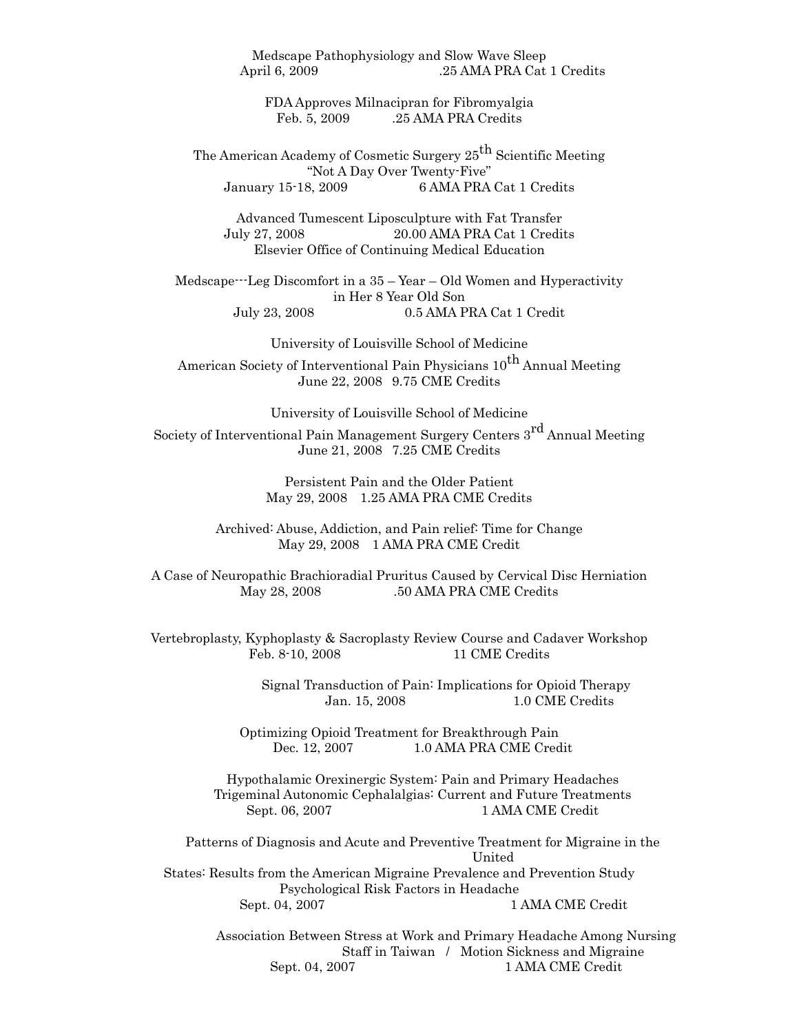Medscape Pathophysiology and Slow Wave Sleep
April 6, 2009 .25 AMA PRA Cat 1 Credits

FDA Approves Milnacipran for Fibromyalgia
Feb. 5, 2009 .25 AMA PRA Credits

The American Academy of Cosmetic Surgery 25th Scientific Meeting
"Not A Day Over Twenty-Five"
January 15-18, 2009 6 AMA PRA Cat 1 Credits

Advanced Tumescent Liposculpture with Fat Transfer
July 27, 2008 20.00 AMA PRA Cat 1 Credits
Elsevier Office of Continuing Medical Education

Medscape---Leg Discomfort in a 35 – Year – Old Women and Hyperactivity in Her 8 Year Old Son
July 23, 2008 0.5 AMA PRA Cat 1 Credit

University of Louisville School of Medicine
American Society of Interventional Pain Physicians 10th Annual Meeting
June 22, 2008 9.75 CME Credits

University of Louisville School of Medicine
Society of Interventional Pain Management Surgery Centers 3rd Annual Meeting
June 21, 2008 7.25 CME Credits

Persistent Pain and the Older Patient
May 29, 2008 1.25 AMA PRA CME Credits

Archived: Abuse, Addiction, and Pain relief: Time for Change
May 29, 2008 1 AMA PRA CME Credit

A Case of Neuropathic Brachioradial Pruritus Caused by Cervical Disc Herniation
May 28, 2008 .50 AMA PRA CME Credits

Vertebroplasty, Kyphoplasty & Sacroplasty Review Course and Cadaver Workshop
Feb. 8-10, 2008 11 CME Credits

Signal Transduction of Pain: Implications for Opioid Therapy
Jan. 15, 2008 1.0 CME Credits

Optimizing Opioid Treatment for Breakthrough Pain
Dec. 12, 2007 1.0 AMA PRA CME Credit

Hypothalamic Orexinergic System: Pain and Primary Headaches
Trigeminal Autonomic Cephalalgias: Current and Future Treatments
Sept. 06, 2007 1 AMA CME Credit

Patterns of Diagnosis and Acute and Preventive Treatment for Migraine in the United States: Results from the American Migraine Prevalence and Prevention Study
Psychological Risk Factors in Headache
Sept. 04, 2007 1 AMA CME Credit

Association Between Stress at Work and Primary Headache Among Nursing Staff in Taiwan / Motion Sickness and Migraine
Sept. 04, 2007 1 AMA CME Credit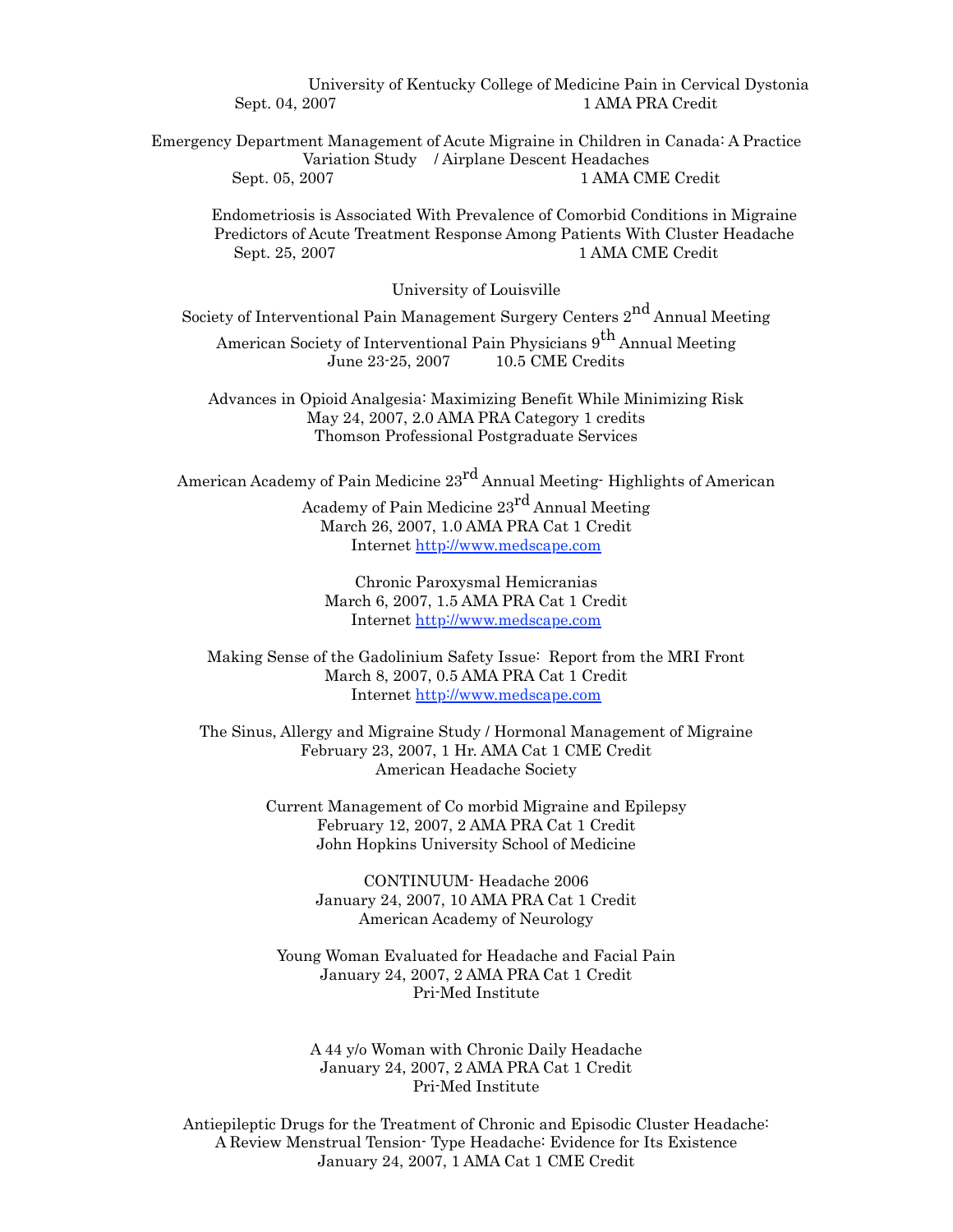University of Kentucky College of Medicine Pain in Cervical Dystonia
Sept. 04, 2007 1 AMA PRA Credit

Emergency Department Management of Acute Migraine in Children in Canada: A Practice Variation Study / Airplane Descent Headaches
Sept. 05, 2007 1 AMA CME Credit

Endometriosis is Associated With Prevalence of Comorbid Conditions in Migraine
Predictors of Acute Treatment Response Among Patients With Cluster Headache
Sept. 25, 2007 1 AMA CME Credit

University of Louisville
Society of Interventional Pain Management Surgery Centers 2nd Annual Meeting
American Society of Interventional Pain Physicians 9th Annual Meeting
June 23-25, 2007 10.5 CME Credits

Advances in Opioid Analgesia: Maximizing Benefit While Minimizing Risk
May 24, 2007, 2.0 AMA PRA Category 1 credits
Thomson Professional Postgraduate Services

American Academy of Pain Medicine 23rd Annual Meeting- Highlights of American Academy of Pain Medicine 23rd Annual Meeting
March 26, 2007, 1.0 AMA PRA Cat 1 Credit
Internet http://www.medscape.com

Chronic Paroxysmal Hemicranias
March 6, 2007, 1.5 AMA PRA Cat 1 Credit
Internet http://www.medscape.com

Making Sense of the Gadolinium Safety Issue: Report from the MRI Front
March 8, 2007, 0.5 AMA PRA Cat 1 Credit
Internet http://www.medscape.com

The Sinus, Allergy and Migraine Study / Hormonal Management of Migraine
February 23, 2007, 1 Hr. AMA Cat 1 CME Credit
American Headache Society

Current Management of Co morbid Migraine and Epilepsy
February 12, 2007, 2 AMA PRA Cat 1 Credit
John Hopkins University School of Medicine

CONTINUUM- Headache 2006
January 24, 2007, 10 AMA PRA Cat 1 Credit
American Academy of Neurology

Young Woman Evaluated for Headache and Facial Pain
January 24, 2007, 2 AMA PRA Cat 1 Credit
Pri-Med Institute

A 44 y/o Woman with Chronic Daily Headache
January 24, 2007, 2 AMA PRA Cat 1 Credit
Pri-Med Institute

Antiepileptic Drugs for the Treatment of Chronic and Episodic Cluster Headache: A Review Menstrual Tension- Type Headache: Evidence for Its Existence
January 24, 2007, 1 AMA Cat 1 CME Credit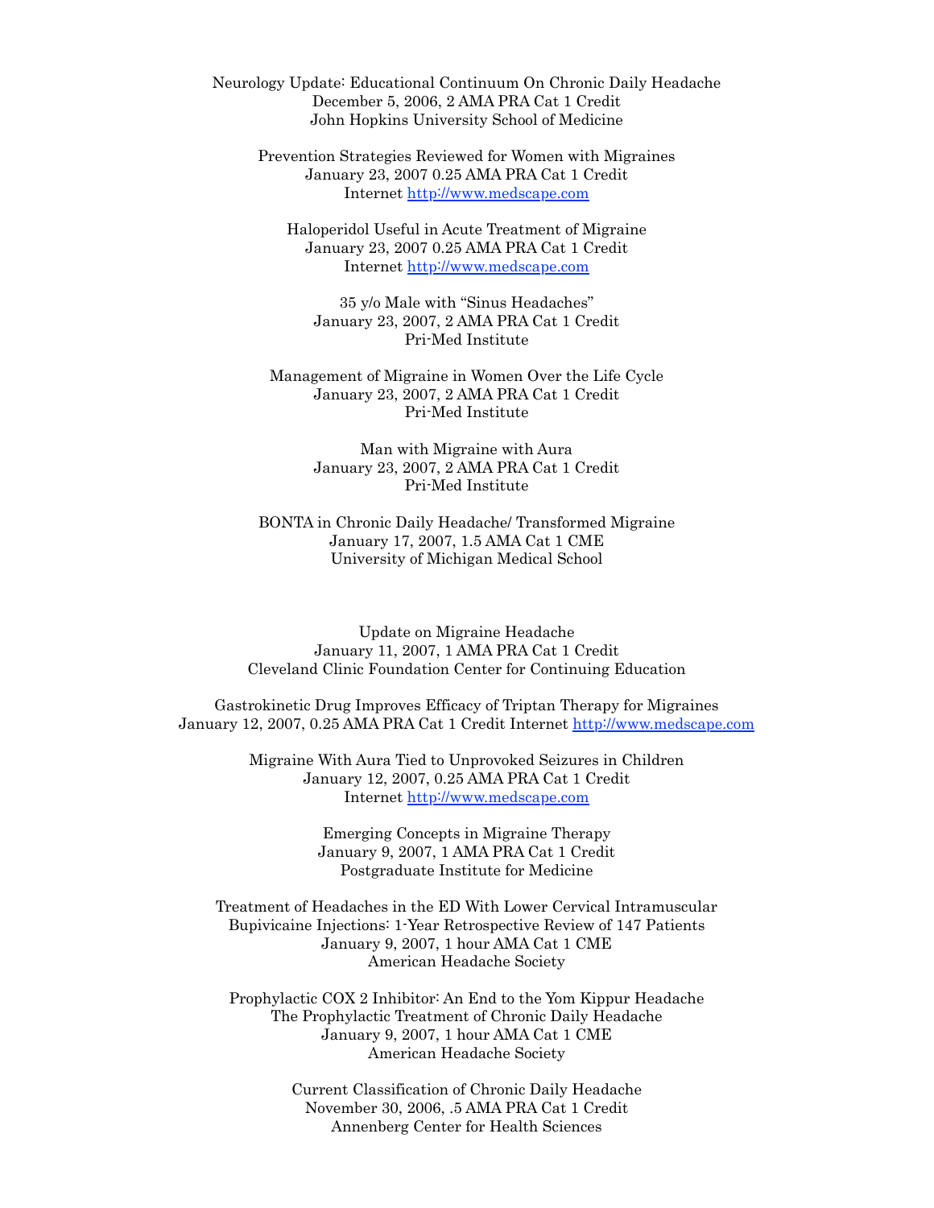Neurology Update: Educational Continuum On Chronic Daily Headache
December 5, 2006, 2 AMA PRA Cat 1 Credit
John Hopkins University School of Medicine

Prevention Strategies Reviewed for Women with Migraines
January 23, 2007 0.25 AMA PRA Cat 1 Credit
Internet http://www.medscape.com

Haloperidol Useful in Acute Treatment of Migraine
January 23, 2007 0.25 AMA PRA Cat 1 Credit
Internet http://www.medscape.com

35 y/o Male with "Sinus Headaches"
January 23, 2007, 2 AMA PRA Cat 1 Credit
Pri-Med Institute

Management of Migraine in Women Over the Life Cycle
January 23, 2007, 2 AMA PRA Cat 1 Credit
Pri-Med Institute

Man with Migraine with Aura
January 23, 2007, 2 AMA PRA Cat 1 Credit
Pri-Med Institute

BONTA in Chronic Daily Headache/ Transformed Migraine
January 17, 2007, 1.5 AMA Cat 1 CME
University of Michigan Medical School

Update on Migraine Headache
January 11, 2007, 1 AMA PRA Cat 1 Credit
Cleveland Clinic Foundation Center for Continuing Education

Gastrokinetic Drug Improves Efficacy of Triptan Therapy for Migraines
January 12, 2007, 0.25 AMA PRA Cat 1 Credit Internet http://www.medscape.com

Migraine With Aura Tied to Unprovoked Seizures in Children
January 12, 2007, 0.25 AMA PRA Cat 1 Credit
Internet http://www.medscape.com

Emerging Concepts in Migraine Therapy
January 9, 2007, 1 AMA PRA Cat 1 Credit
Postgraduate Institute for Medicine

Treatment of Headaches in the ED With Lower Cervical Intramuscular
Bupivicaine Injections: 1-Year Retrospective Review of 147 Patients
January 9, 2007, 1 hour AMA Cat 1 CME
American Headache Society

Prophylactic COX 2 Inhibitor: An End to the Yom Kippur Headache
The Prophylactic Treatment of Chronic Daily Headache
January 9, 2007, 1 hour AMA Cat 1 CME
American Headache Society

Current Classification of Chronic Daily Headache
November 30, 2006, .5 AMA PRA Cat 1 Credit
Annenberg Center for Health Sciences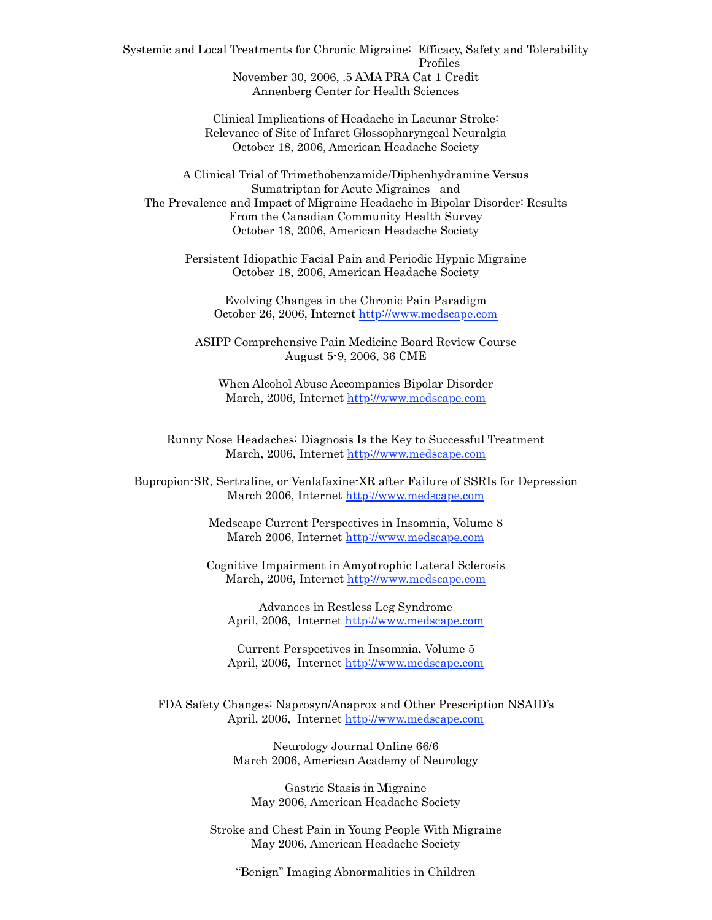Systemic and Local Treatments for Chronic Migraine: Efficacy, Safety and Tolerability Profiles
November 30, 2006, .5 AMA PRA Cat 1 Credit
Annenberg Center for Health Sciences

Clinical Implications of Headache in Lacunar Stroke:
Relevance of Site of Infarct Glossopharyngeal Neuralgia
October 18, 2006, American Headache Society

A Clinical Trial of Trimethobenzamide/Diphenhydramine Versus
Sumatriptan for Acute Migraines and
The Prevalence and Impact of Migraine Headache in Bipolar Disorder: Results
From the Canadian Community Health Survey
October 18, 2006, American Headache Society

Persistent Idiopathic Facial Pain and Periodic Hypnic Migraine
October 18, 2006, American Headache Society

Evolving Changes in the Chronic Pain Paradigm
October 26, 2006, Internet http://www.medscape.com

ASIPP Comprehensive Pain Medicine Board Review Course
August 5-9, 2006, 36 CME

When Alcohol Abuse Accompanies Bipolar Disorder
March, 2006, Internet http://www.medscape.com

Runny Nose Headaches: Diagnosis Is the Key to Successful Treatment
March, 2006, Internet http://www.medscape.com

Bupropion-SR, Sertraline, or Venlafaxine-XR after Failure of SSRIs for Depression
March 2006, Internet http://www.medscape.com

Medscape Current Perspectives in Insomnia, Volume 8
March 2006, Internet http://www.medscape.com

Cognitive Impairment in Amyotrophic Lateral Sclerosis
March, 2006, Internet http://www.medscape.com

Advances in Restless Leg Syndrome
April, 2006, Internet http://www.medscape.com

Current Perspectives in Insomnia, Volume 5
April, 2006, Internet http://www.medscape.com

FDA Safety Changes: Naprosyn/Anaprox and Other Prescription NSAID's
April, 2006, Internet http://www.medscape.com

Neurology Journal Online 66/6
March 2006, American Academy of Neurology

Gastric Stasis in Migraine
May 2006, American Headache Society

Stroke and Chest Pain in Young People With Migraine
May 2006, American Headache Society

"Benign" Imaging Abnormalities in Children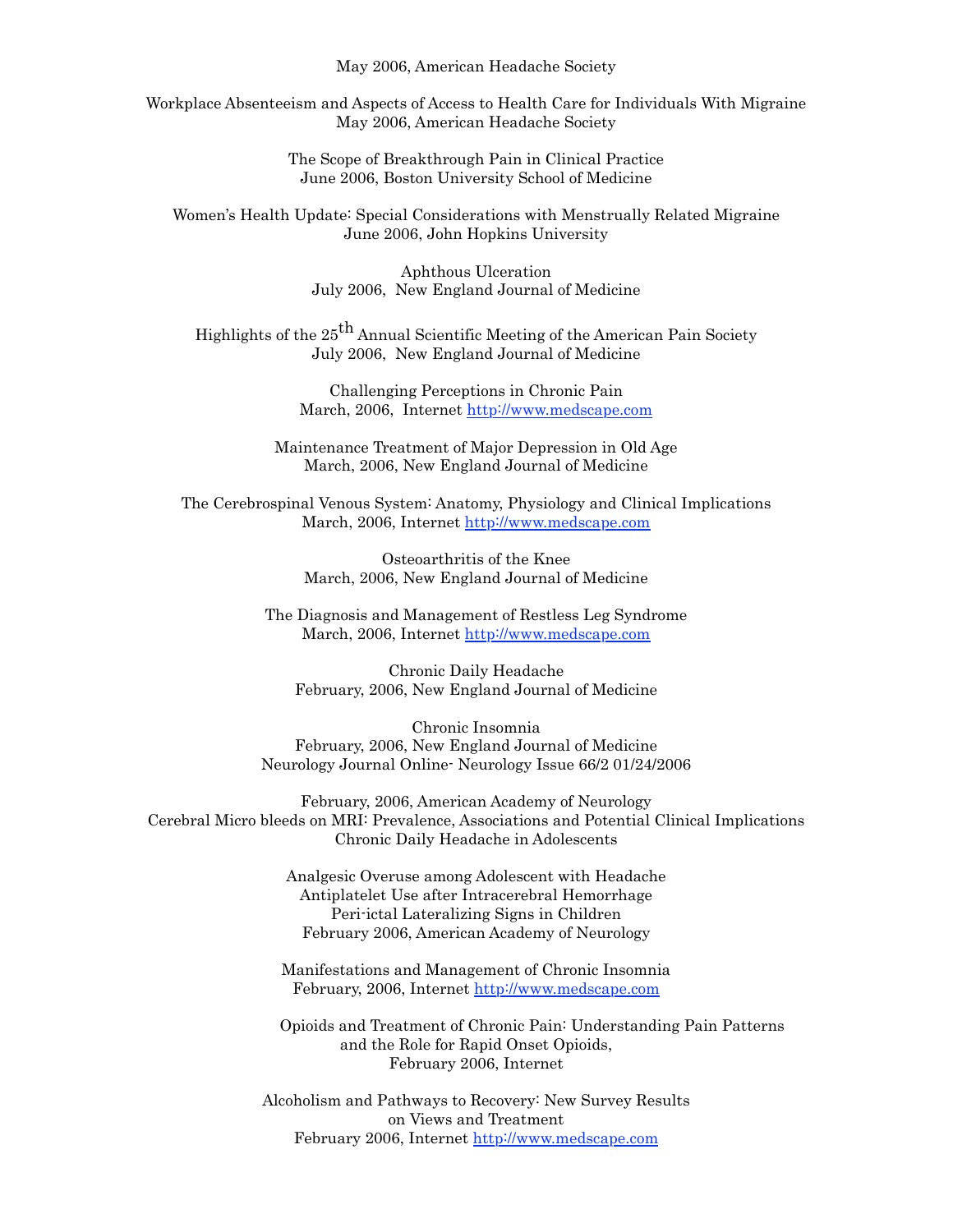May 2006, American Headache Society

Workplace Absenteeism and Aspects of Access to Health Care for Individuals With Migraine
May 2006, American Headache Society

The Scope of Breakthrough Pain in Clinical Practice
June 2006, Boston University School of Medicine

Women's Health Update: Special Considerations with Menstrually Related Migraine
June 2006, John Hopkins University

Aphthous Ulceration
July 2006, New England Journal of Medicine

Highlights of the 25th Annual Scientific Meeting of the American Pain Society
July 2006, New England Journal of Medicine

Challenging Perceptions in Chronic Pain
March, 2006, Internet http://www.medscape.com

Maintenance Treatment of Major Depression in Old Age
March, 2006, New England Journal of Medicine

The Cerebrospinal Venous System: Anatomy, Physiology and Clinical Implications
March, 2006, Internet http://www.medscape.com

Osteoarthritis of the Knee
March, 2006, New England Journal of Medicine

The Diagnosis and Management of Restless Leg Syndrome
March, 2006, Internet http://www.medscape.com

Chronic Daily Headache
February, 2006, New England Journal of Medicine

Chronic Insomnia
February, 2006, New England Journal of Medicine
Neurology Journal Online- Neurology Issue 66/2 01/24/2006

February, 2006, American Academy of Neurology
Cerebral Micro bleeds on MRI: Prevalence, Associations and Potential Clinical Implications
Chronic Daily Headache in Adolescents

Analgesic Overuse among Adolescent with Headache
Antiplatelet Use after Intracerebral Hemorrhage
Peri-ictal Lateralizing Signs in Children
February 2006, American Academy of Neurology

Manifestations and Management of Chronic Insomnia
February, 2006, Internet http://www.medscape.com

Opioids and Treatment of Chronic Pain: Understanding Pain Patterns
and the Role for Rapid Onset Opioids,
February 2006, Internet

Alcoholism and Pathways to Recovery: New Survey Results
on Views and Treatment
February 2006, Internet http://www.medscape.com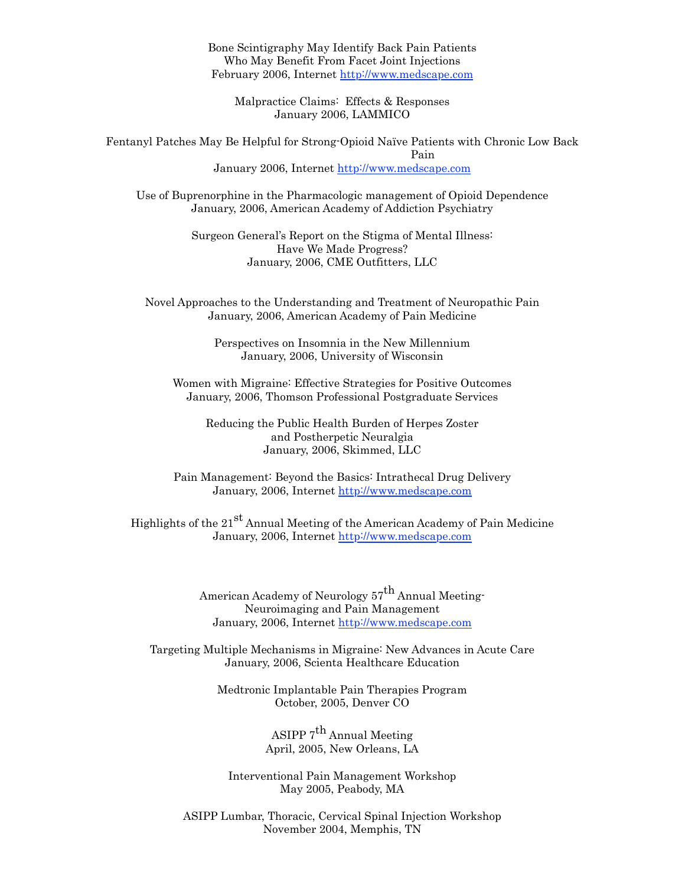Bone Scintigraphy May Identify Back Pain Patients
Who May Benefit From Facet Joint Injections
February 2006, Internet http://www.medscape.com

Malpractice Claims: Effects & Responses
January 2006, LAMMICO

Fentanyl Patches May Be Helpful for Strong-Opioid Naïve Patients with Chronic Low Back Pain
January 2006, Internet http://www.medscape.com

Use of Buprenorphine in the Pharmacologic management of Opioid Dependence
January, 2006, American Academy of Addiction Psychiatry

Surgeon General's Report on the Stigma of Mental Illness:
Have We Made Progress?
January, 2006, CME Outfitters, LLC

Novel Approaches to the Understanding and Treatment of Neuropathic Pain
January, 2006, American Academy of Pain Medicine

Perspectives on Insomnia in the New Millennium
January, 2006, University of Wisconsin

Women with Migraine: Effective Strategies for Positive Outcomes
January, 2006, Thomson Professional Postgraduate Services

Reducing the Public Health Burden of Herpes Zoster
and Postherpetic Neuralgia
January, 2006, Skimmed, LLC

Pain Management: Beyond the Basics: Intrathecal Drug Delivery
January, 2006, Internet http://www.medscape.com

Highlights of the 21st Annual Meeting of the American Academy of Pain Medicine
January, 2006, Internet http://www.medscape.com

American Academy of Neurology 57th Annual Meeting-
Neuroimaging and Pain Management
January, 2006, Internet http://www.medscape.com

Targeting Multiple Mechanisms in Migraine: New Advances in Acute Care
January, 2006, Scienta Healthcare Education

Medtronic Implantable Pain Therapies Program
October, 2005, Denver CO

ASIPP 7th Annual Meeting
April, 2005, New Orleans, LA

Interventional Pain Management Workshop
May 2005, Peabody, MA

ASIPP Lumbar, Thoracic, Cervical Spinal Injection Workshop
November 2004, Memphis, TN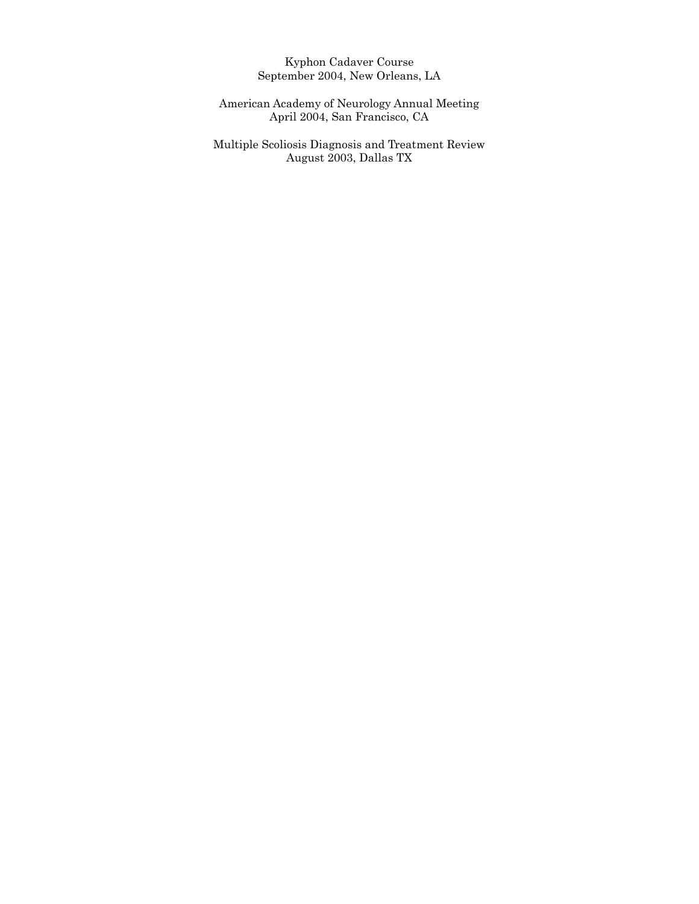Kyphon Cadaver Course
September 2004, New Orleans, LA

American Academy of Neurology Annual Meeting
April 2004, San Francisco, CA

Multiple Scoliosis Diagnosis and Treatment Review
August 2003, Dallas TX